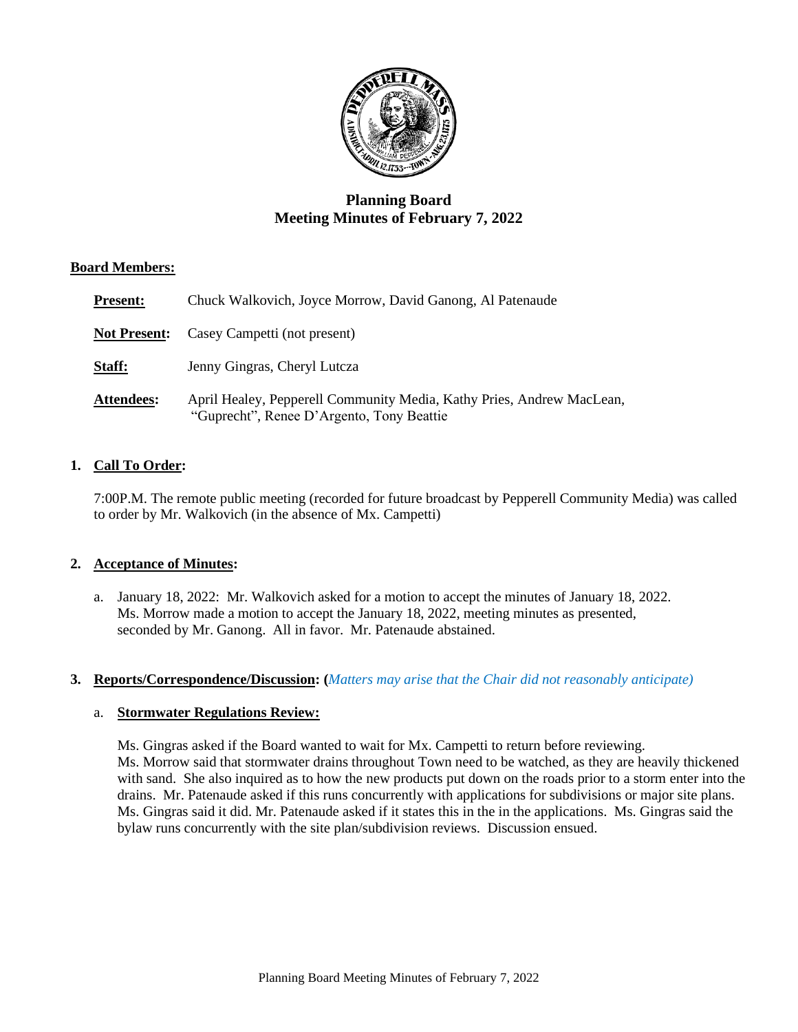# Planning Board
## Meeting Minutes of February 7, 2022

**Board Members:**

**Present:** Chuck Walkovich, Joyce Morrow, David Ganong, Al Patenaude

**Not Present:** Casey Campetti (not present)

**Staff:** Jenny Gingras, Cheryl Lutcza

**Attendees:** April Healey, Pepperell Community Media, Kathy Pries, Andrew MacLean, "Guprecht", Renee D'Argento, Tony Beattie

1. **Call To Order:**

   7:00P.M. The remote public meeting (recorded for future broadcast by Pepperell Community Media) was called to order by Mr. Walkovich (in the absence of Mx. Campetti)

2. **Acceptance of Minutes:**

   a. January 18, 2022: Mr. Walkovich asked for a motion to accept the minutes of January 18, 2022. Ms. Morrow made a motion to accept the January 18, 2022, meeting minutes as presented, seconded by Mr. Ganong. All in favor. Mr. Patenaude abstained.

3. **Reports/Correspondence/Discussion:** *(Matters may arise that the Chair did not reasonably anticipate)*

   a. **Stormwater Regulations Review:**

   Ms. Gingras asked if the Board wanted to wait for Mx. Campetti to return before reviewing. Ms. Morrow said that stormwater drains throughout Town need to be watched, as they are heavily thickened with sand. She also inquired as to how the new products put down on the roads prior to a storm enter into the drains. Mr. Patenaude asked if this runs concurrently with applications for subdivisions or major site plans. Ms. Gingras said it did. Mr. Patenaude asked if it states this in the in the applications. Ms. Gingras said the bylaw runs concurrently with the site plan/subdivision reviews. Discussion ensued.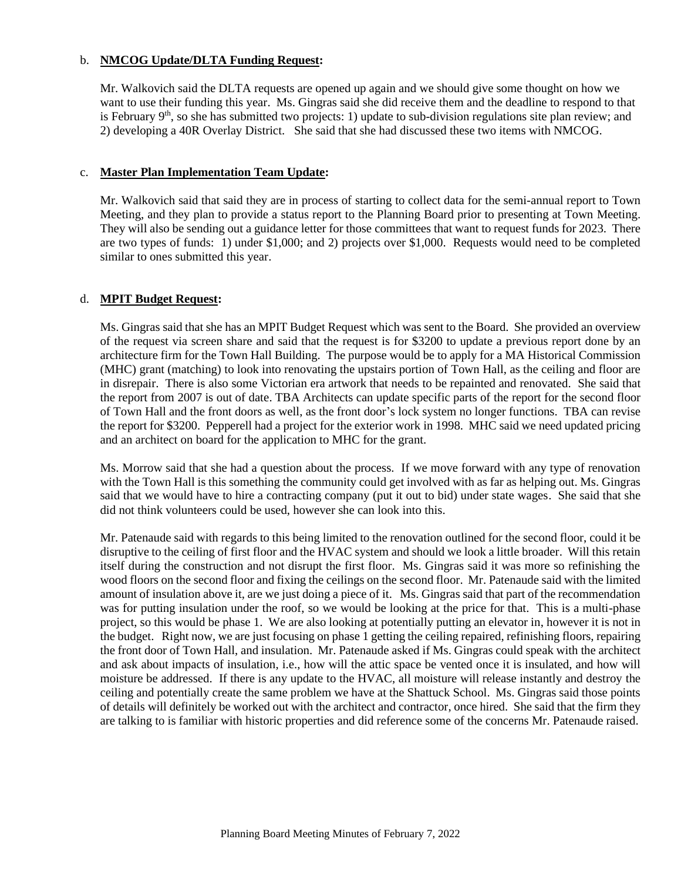b. **NMCOG Update/DLTA Funding Request:**

Mr. Walkovich said the DLTA requests are opened up again and we should give some thought on how we want to use their funding this year. Ms. Gingras said she did receive them and the deadline to respond to that is February 9th, so she has submitted two projects: 1) update to sub-division regulations site plan review; and 2) developing a 40R Overlay District. She said that she had discussed these two items with NMCOG.

c. **Master Plan Implementation Team Update:**

Mr. Walkovich said that said they are in process of starting to collect data for the semi-annual report to Town Meeting, and they plan to provide a status report to the Planning Board prior to presenting at Town Meeting. They will also be sending out a guidance letter for those committees that want to request funds for 2023. There are two types of funds: 1) under $1,000; and 2) projects over $1,000. Requests would need to be completed similar to ones submitted this year.

d. **MPIT Budget Request:**

Ms. Gingras said that she has an MPIT Budget Request which was sent to the Board. She provided an overview of the request via screen share and said that the request is for $3200 to update a previous report done by an architecture firm for the Town Hall Building. The purpose would be to apply for a MA Historical Commission (MHC) grant (matching) to look into renovating the upstairs portion of Town Hall, as the ceiling and floor are in disrepair. There is also some Victorian era artwork that needs to be repainted and renovated. She said that the report from 2007 is out of date. TBA Architects can update specific parts of the report for the second floor of Town Hall and the front doors as well, as the front door's lock system no longer functions. TBA can revise the report for $3200. Pepperell had a project for the exterior work in 1998. MHC said we need updated pricing and an architect on board for the application to MHC for the grant.

Ms. Morrow said that she had a question about the process. If we move forward with any type of renovation with the Town Hall is this something the community could get involved with as far as helping out. Ms. Gingras said that we would have to hire a contracting company (put it out to bid) under state wages. She said that she did not think volunteers could be used, however she can look into this.

Mr. Patenaude said with regards to this being limited to the renovation outlined for the second floor, could it be disruptive to the ceiling of first floor and the HVAC system and should we look a little broader. Will this retain itself during the construction and not disrupt the first floor. Ms. Gingras said it was more so refinishing the wood floors on the second floor and fixing the ceilings on the second floor. Mr. Patenaude said with the limited amount of insulation above it, are we just doing a piece of it. Ms. Gingras said that part of the recommendation was for putting insulation under the roof, so we would be looking at the price for that. This is a multi-phase project, so this would be phase 1. We are also looking at potentially putting an elevator in, however it is not in the budget. Right now, we are just focusing on phase 1 getting the ceiling repaired, refinishing floors, repairing the front door of Town Hall, and insulation. Mr. Patenaude asked if Ms. Gingras could speak with the architect and ask about impacts of insulation, i.e., how will the attic space be vented once it is insulated, and how will moisture be addressed. If there is any update to the HVAC, all moisture will release instantly and destroy the ceiling and potentially create the same problem we have at the Shattuck School. Ms. Gingras said those points of details will definitely be worked out with the architect and contractor, once hired. She said that the firm they are talking to is familiar with historic properties and did reference some of the concerns Mr. Patenaude raised.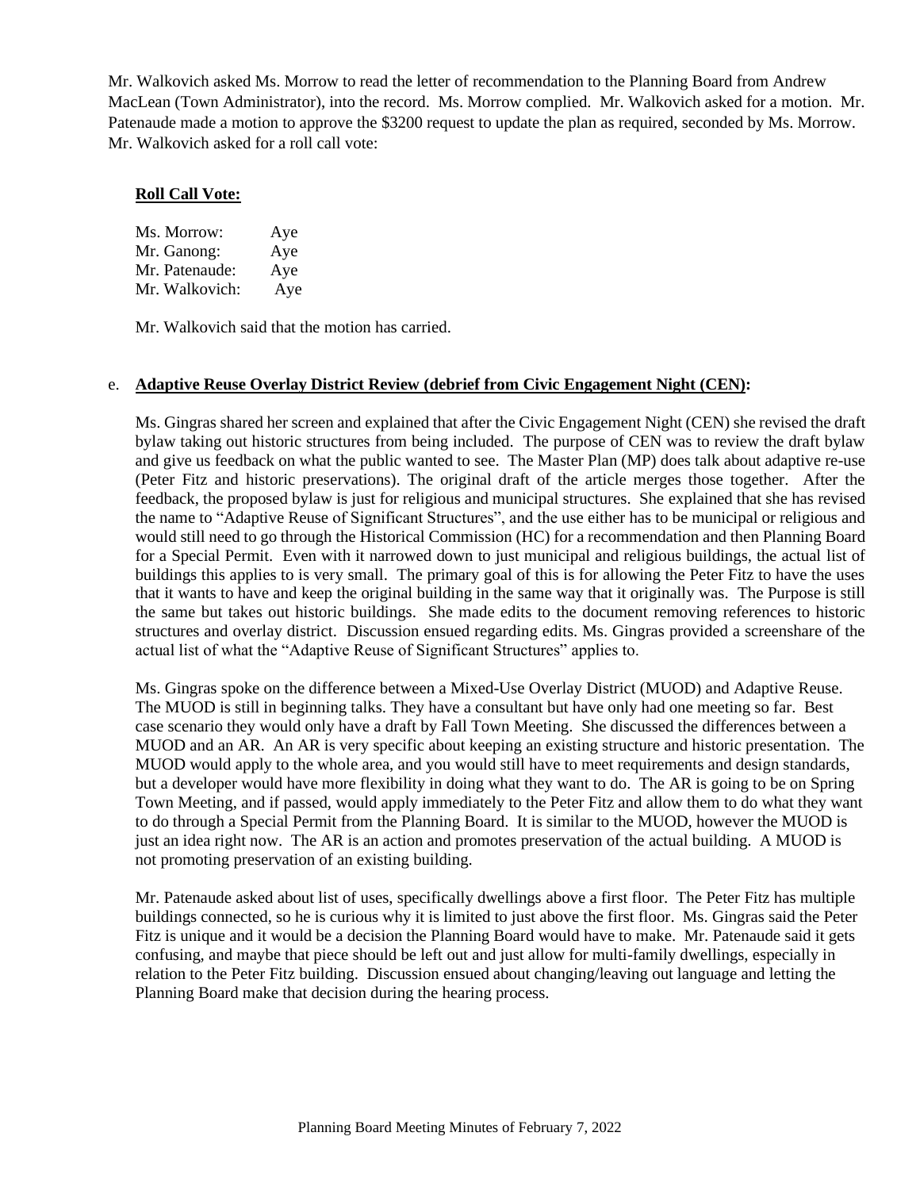Mr. Walkovich asked Ms. Morrow to read the letter of recommendation to the Planning Board from Andrew MacLean (Town Administrator), into the record. Ms. Morrow complied. Mr. Walkovich asked for a motion. Mr. Patenaude made a motion to approve the $3200 request to update the plan as required, seconded by Ms. Morrow. Mr. Walkovich asked for a roll call vote:

**Roll Call Vote:**

Ms. Morrow: Aye
Mr. Ganong: Aye
Mr. Patenaude: Aye
Mr. Walkovich: Aye

Mr. Walkovich said that the motion has carried.

e. **Adaptive Reuse Overlay District Review (debrief from Civic Engagement Night (CEN):**

Ms. Gingras shared her screen and explained that after the Civic Engagement Night (CEN) she revised the draft bylaw taking out historic structures from being included. The purpose of CEN was to review the draft bylaw and give us feedback on what the public wanted to see. The Master Plan (MP) does talk about adaptive re-use (Peter Fitz and historic preservations). The original draft of the article merges those together. After the feedback, the proposed bylaw is just for religious and municipal structures. She explained that she has revised the name to "Adaptive Reuse of Significant Structures", and the use either has to be municipal or religious and would still need to go through the Historical Commission (HC) for a recommendation and then Planning Board for a Special Permit. Even with it narrowed down to just municipal and religious buildings, the actual list of buildings this applies to is very small. The primary goal of this is for allowing the Peter Fitz to have the uses that it wants to have and keep the original building in the same way that it originally was. The Purpose is still the same but takes out historic buildings. She made edits to the document removing references to historic structures and overlay district. Discussion ensued regarding edits. Ms. Gingras provided a screenshare of the actual list of what the "Adaptive Reuse of Significant Structures" applies to.

Ms. Gingras spoke on the difference between a Mixed-Use Overlay District (MUOD) and Adaptive Reuse. The MUOD is still in beginning talks. They have a consultant but have only had one meeting so far. Best case scenario they would only have a draft by Fall Town Meeting. She discussed the differences between a MUOD and an AR. An AR is very specific about keeping an existing structure and historic presentation. The MUOD would apply to the whole area, and you would still have to meet requirements and design standards, but a developer would have more flexibility in doing what they want to do. The AR is going to be on Spring Town Meeting, and if passed, would apply immediately to the Peter Fitz and allow them to do what they want to do through a Special Permit from the Planning Board. It is similar to the MUOD, however the MUOD is just an idea right now. The AR is an action and promotes preservation of the actual building. A MUOD is not promoting preservation of an existing building.

Mr. Patenaude asked about list of uses, specifically dwellings above a first floor. The Peter Fitz has multiple buildings connected, so he is curious why it is limited to just above the first floor. Ms. Gingras said the Peter Fitz is unique and it would be a decision the Planning Board would have to make. Mr. Patenaude said it gets confusing, and maybe that piece should be left out and just allow for multi-family dwellings, especially in relation to the Peter Fitz building. Discussion ensued about changing/leaving out language and letting the Planning Board make that decision during the hearing process.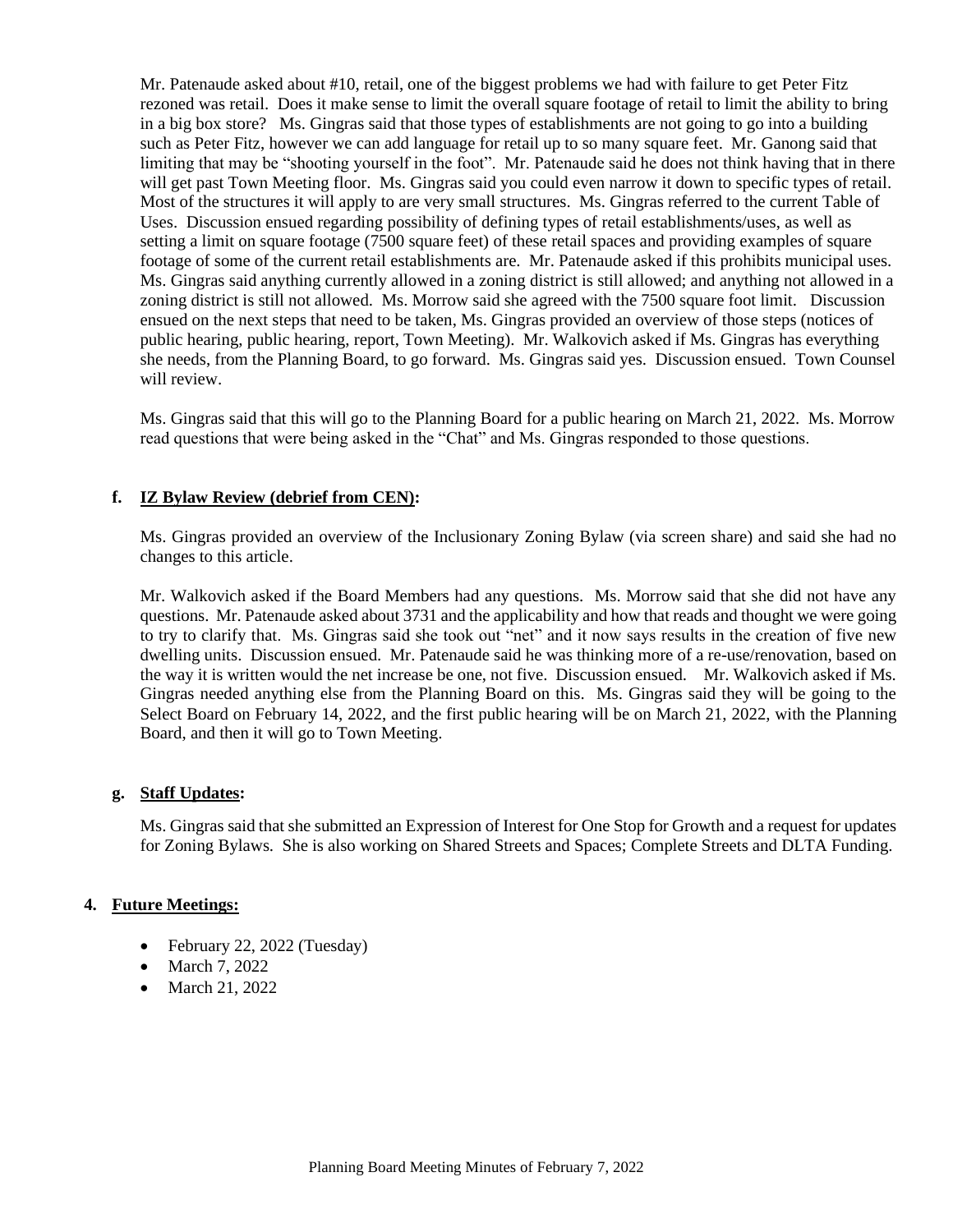Mr. Patenaude asked about #10, retail, one of the biggest problems we had with failure to get Peter Fitz rezoned was retail. Does it make sense to limit the overall square footage of retail to limit the ability to bring in a big box store? Ms. Gingras said that those types of establishments are not going to go into a building such as Peter Fitz, however we can add language for retail up to so many square feet. Mr. Ganong said that limiting that may be "shooting yourself in the foot". Mr. Patenaude said he does not think having that in there will get past Town Meeting floor. Ms. Gingras said you could even narrow it down to specific types of retail. Most of the structures it will apply to are very small structures. Ms. Gingras referred to the current Table of Uses. Discussion ensued regarding possibility of defining types of retail establishments/uses, as well as setting a limit on square footage (7500 square feet) of these retail spaces and providing examples of square footage of some of the current retail establishments are. Mr. Patenaude asked if this prohibits municipal uses. Ms. Gingras said anything currently allowed in a zoning district is still allowed; and anything not allowed in a zoning district is still not allowed. Ms. Morrow said she agreed with the 7500 square foot limit. Discussion ensued on the next steps that need to be taken, Ms. Gingras provided an overview of those steps (notices of public hearing, public hearing, report, Town Meeting). Mr. Walkovich asked if Ms. Gingras has everything she needs, from the Planning Board, to go forward. Ms. Gingras said yes. Discussion ensued. Town Counsel will review.

Ms. Gingras said that this will go to the Planning Board for a public hearing on March 21, 2022. Ms. Morrow read questions that were being asked in the "Chat" and Ms. Gingras responded to those questions.

**f. IZ Bylaw Review (debrief from CEN):**

Ms. Gingras provided an overview of the Inclusionary Zoning Bylaw (via screen share) and said she had no changes to this article.

Mr. Walkovich asked if the Board Members had any questions. Ms. Morrow said that she did not have any questions. Mr. Patenaude asked about 3731 and the applicability and how that reads and thought we were going to try to clarify that. Ms. Gingras said she took out "net" and it now says results in the creation of five new dwelling units. Discussion ensued. Mr. Patenaude said he was thinking more of a re-use/renovation, based on the way it is written would the net increase be one, not five. Discussion ensued. Mr. Walkovich asked if Ms. Gingras needed anything else from the Planning Board on this. Ms. Gingras said they will be going to the Select Board on February 14, 2022, and the first public hearing will be on March 21, 2022, with the Planning Board, and then it will go to Town Meeting.

**g. Staff Updates:**

Ms. Gingras said that she submitted an Expression of Interest for One Stop for Growth and a request for updates for Zoning Bylaws. She is also working on Shared Streets and Spaces; Complete Streets and DLTA Funding.

**4. Future Meetings:**

- February 22, 2022 (Tuesday)
- March 7, 2022
- March 21, 2022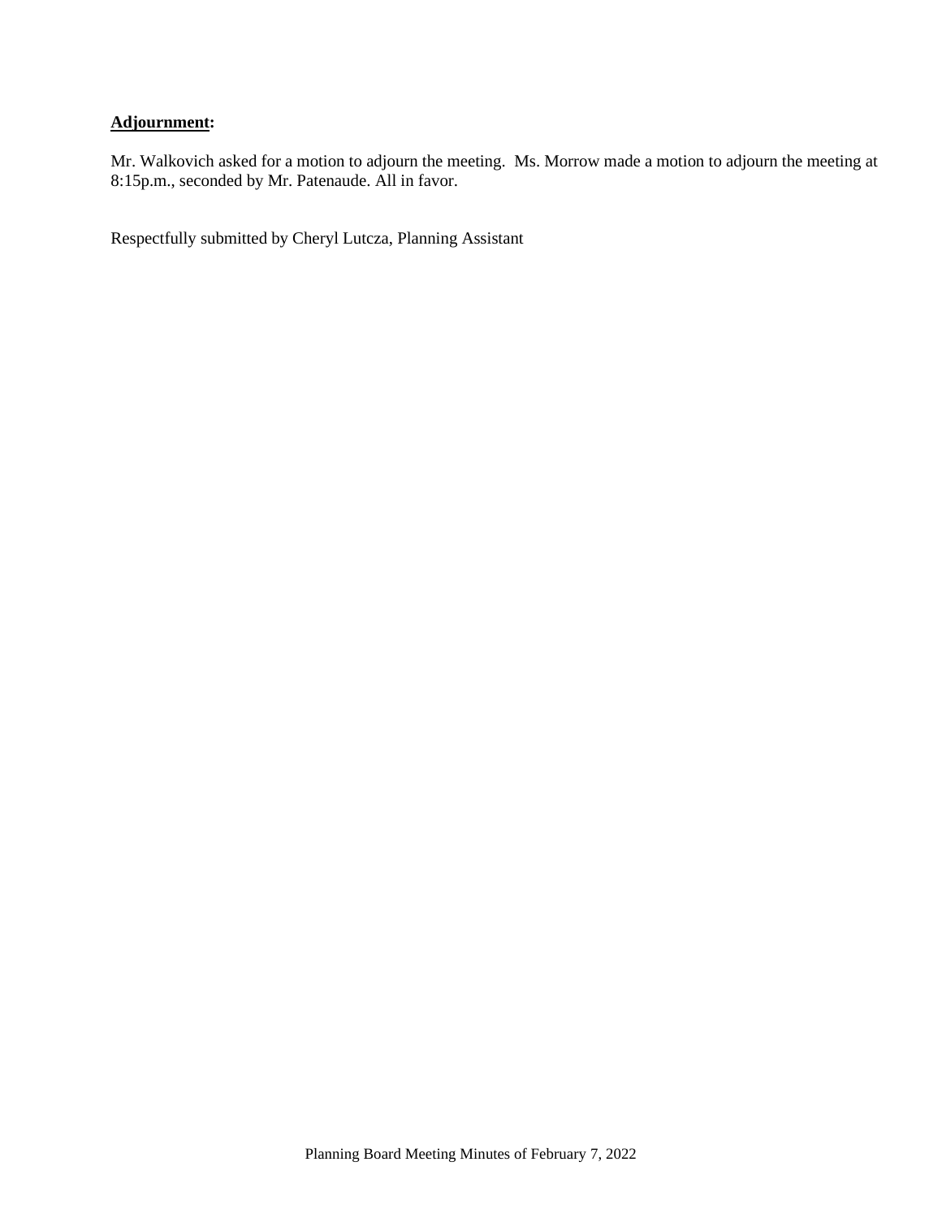**Adjournment:**

Mr. Walkovich asked for a motion to adjourn the meeting. Ms. Morrow made a motion to adjourn the meeting at 8:15p.m., seconded by Mr. Patenaude. All in favor.

Respectfully submitted by Cheryl Lutcza, Planning Assistant